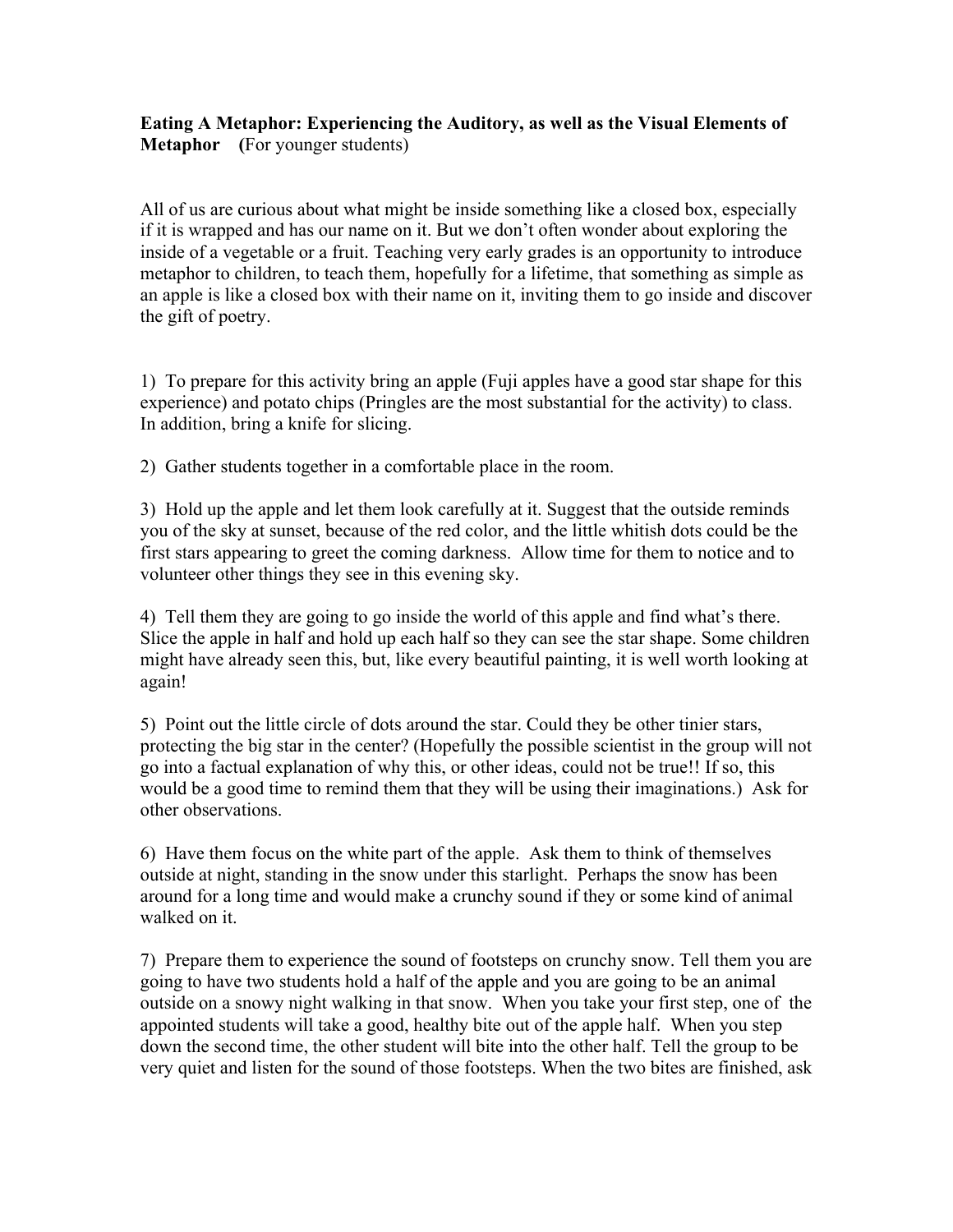**Eating A Metaphor: Experiencing the Auditory, as well as the Visual Elements of Metaphor (**For younger students)

All of us are curious about what might be inside something like a closed box, especially if it is wrapped and has our name on it. But we don't often wonder about exploring the inside of a vegetable or a fruit. Teaching very early grades is an opportunity to introduce metaphor to children, to teach them, hopefully for a lifetime, that something as simple as an apple is like a closed box with their name on it, inviting them to go inside and discover the gift of poetry.

1) To prepare for this activity bring an apple (Fuji apples have a good star shape for this experience) and potato chips (Pringles are the most substantial for the activity) to class. In addition, bring a knife for slicing.

2) Gather students together in a comfortable place in the room.

3) Hold up the apple and let them look carefully at it. Suggest that the outside reminds you of the sky at sunset, because of the red color, and the little whitish dots could be the first stars appearing to greet the coming darkness. Allow time for them to notice and to volunteer other things they see in this evening sky.

4) Tell them they are going to go inside the world of this apple and find what's there. Slice the apple in half and hold up each half so they can see the star shape. Some children might have already seen this, but, like every beautiful painting, it is well worth looking at again!

5) Point out the little circle of dots around the star. Could they be other tinier stars, protecting the big star in the center? (Hopefully the possible scientist in the group will not go into a factual explanation of why this, or other ideas, could not be true!! If so, this would be a good time to remind them that they will be using their imaginations.) Ask for other observations.

6) Have them focus on the white part of the apple. Ask them to think of themselves outside at night, standing in the snow under this starlight. Perhaps the snow has been around for a long time and would make a crunchy sound if they or some kind of animal walked on it.

7) Prepare them to experience the sound of footsteps on crunchy snow. Tell them you are going to have two students hold a half of the apple and you are going to be an animal outside on a snowy night walking in that snow. When you take your first step, one of the appointed students will take a good, healthy bite out of the apple half. When you step down the second time, the other student will bite into the other half. Tell the group to be very quiet and listen for the sound of those footsteps. When the two bites are finished, ask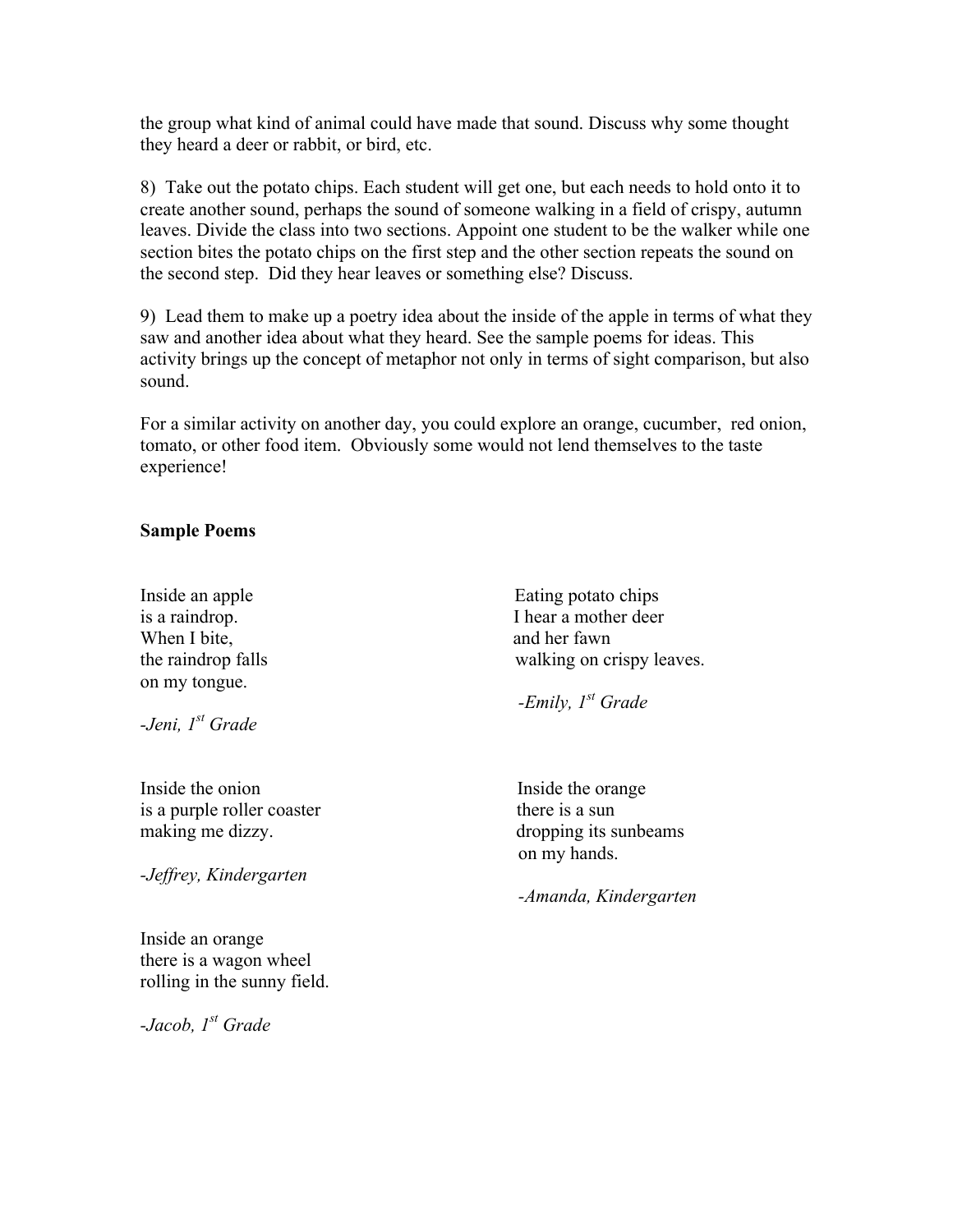the group what kind of animal could have made that sound. Discuss why some thought they heard a deer or rabbit, or bird, etc.

8) Take out the potato chips. Each student will get one, but each needs to hold onto it to create another sound, perhaps the sound of someone walking in a field of crispy, autumn leaves. Divide the class into two sections. Appoint one student to be the walker while one section bites the potato chips on the first step and the other section repeats the sound on the second step. Did they hear leaves or something else? Discuss.

9) Lead them to make up a poetry idea about the inside of the apple in terms of what they saw and another idea about what they heard. See the sample poems for ideas. This activity brings up the concept of metaphor not only in terms of sight comparison, but also sound.

For a similar activity on another day, you could explore an orange, cucumber, red onion, tomato, or other food item. Obviously some would not lend themselves to the taste experience!

**Sample Poems**

Inside an apple
is a raindrop.
When I bite,
the raindrop falls
on my tongue.

*-Jeni, 1st Grade*

Eating potato chips
I hear a mother deer
and her fawn
walking on crispy leaves.

*-Emily, 1st Grade*

Inside the onion
is a purple roller coaster
making me dizzy.

*-Jeffrey, Kindergarten*

Inside the orange
there is a sun
dropping its sunbeams
on my hands.

*-Amanda, Kindergarten*

Inside an orange
there is a wagon wheel
rolling in the sunny field.

*-Jacob, 1st Grade*